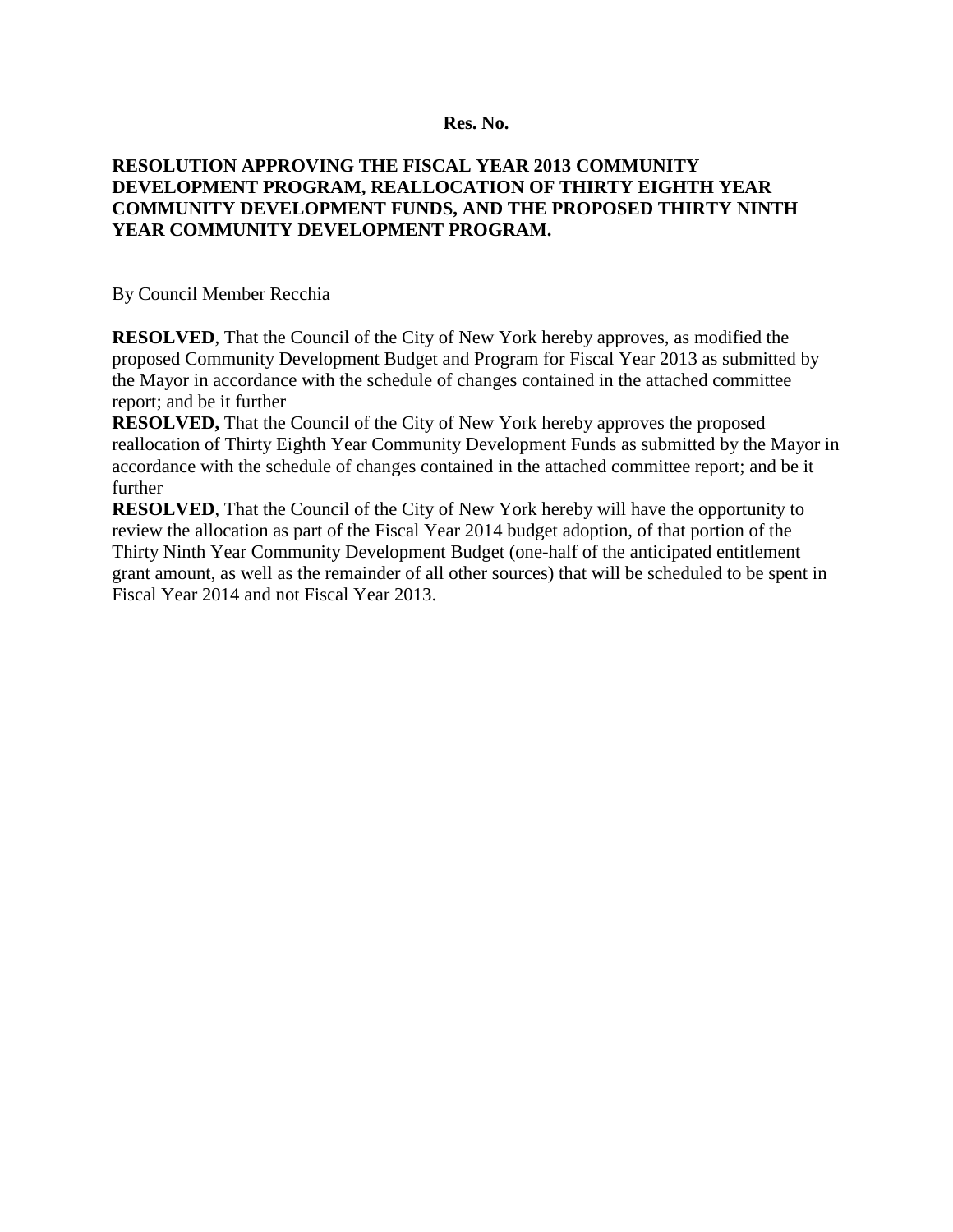**Res. No.**

**RESOLUTION APPROVING THE FISCAL YEAR 2013 COMMUNITY DEVELOPMENT PROGRAM, REALLOCATION OF THIRTY EIGHTH YEAR COMMUNITY DEVELOPMENT FUNDS, AND THE PROPOSED THIRTY NINTH YEAR COMMUNITY DEVELOPMENT PROGRAM.**

By Council Member Recchia

**RESOLVED**, That the Council of the City of New York hereby approves, as modified the proposed Community Development Budget and Program for Fiscal Year 2013 as submitted by the Mayor in accordance with the schedule of changes contained in the attached committee report; and be it further

**RESOLVED,** That the Council of the City of New York hereby approves the proposed reallocation of Thirty Eighth Year Community Development Funds as submitted by the Mayor in accordance with the schedule of changes contained in the attached committee report; and be it further

**RESOLVED**, That the Council of the City of New York hereby will have the opportunity to review the allocation as part of the Fiscal Year 2014 budget adoption, of that portion of the Thirty Ninth Year Community Development Budget (one-half of the anticipated entitlement grant amount, as well as the remainder of all other sources) that will be scheduled to be spent in Fiscal Year 2014 and not Fiscal Year 2013.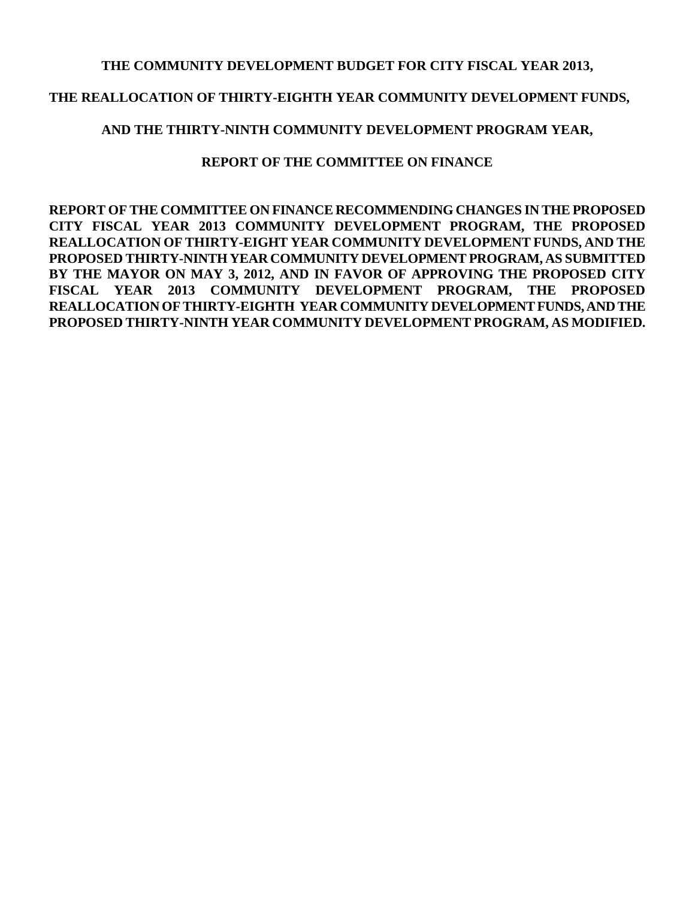# THE COMMUNITY DEVELOPMENT BUDGET FOR CITY FISCAL YEAR 2013,

# THE REALLOCATION OF THIRTY-EIGHTH YEAR COMMUNITY DEVELOPMENT FUNDS,

# AND THE THIRTY-NINTH COMMUNITY DEVELOPMENT PROGRAM YEAR,

## REPORT OF THE COMMITTEE ON FINANCE

**REPORT OF THE COMMITTEE ON FINANCE RECOMMENDING CHANGES IN THE PROPOSED CITY FISCAL YEAR 2013 COMMUNITY DEVELOPMENT PROGRAM, THE PROPOSED REALLOCATION OF THIRTY-EIGHT YEAR COMMUNITY DEVELOPMENT FUNDS, AND THE PROPOSED THIRTY-NINTH YEAR COMMUNITY DEVELOPMENT PROGRAM, AS SUBMITTED BY THE MAYOR ON MAY 3, 2012, AND IN FAVOR OF APPROVING THE PROPOSED CITY FISCAL YEAR 2013 COMMUNITY DEVELOPMENT PROGRAM, THE PROPOSED REALLOCATION OF THIRTY-EIGHTH YEAR COMMUNITY DEVELOPMENT FUNDS, AND THE PROPOSED THIRTY-NINTH YEAR COMMUNITY DEVELOPMENT PROGRAM, AS MODIFIED.**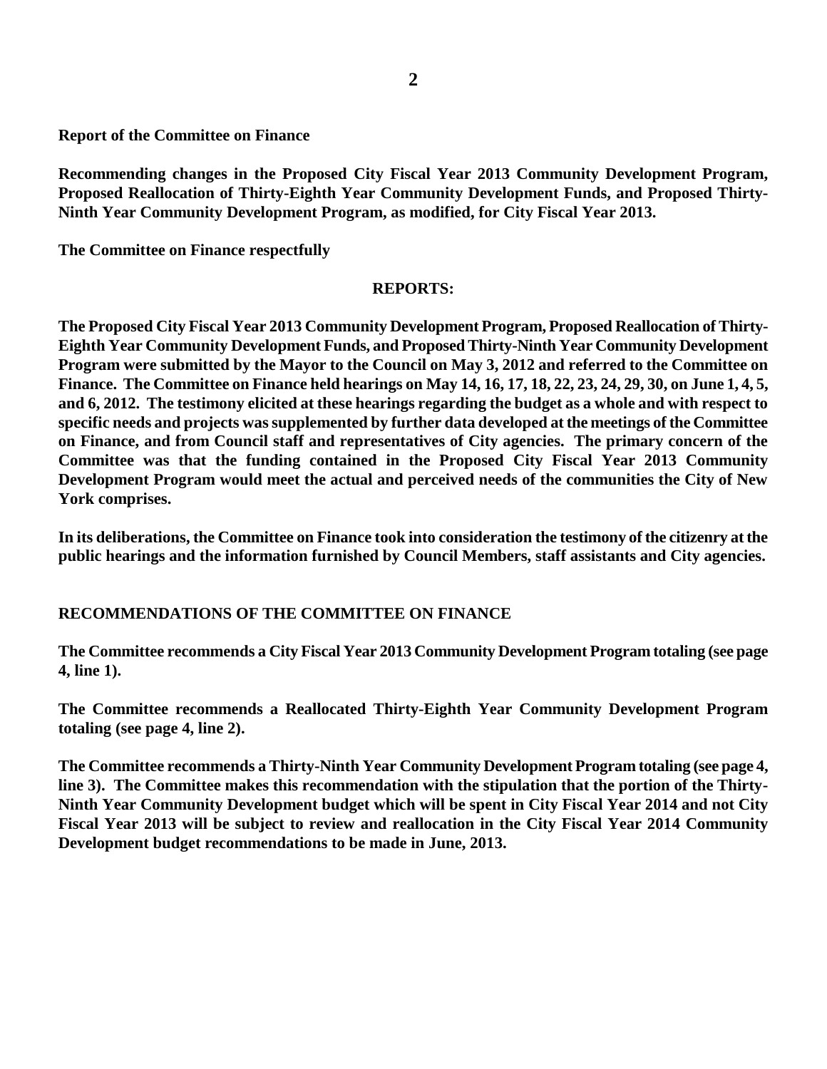**Report of the Committee on Finance**

**Recommending changes in the Proposed City Fiscal Year 2013 Community Development Program, Proposed Reallocation of Thirty-Eighth Year Community Development Funds, and Proposed Thirty-Ninth Year Community Development Program, as modified, for City Fiscal Year 2013.**

**The Committee on Finance respectfully**

## REPORTS:

**The Proposed City Fiscal Year 2013 Community Development Program, Proposed Reallocation of Thirty-Eighth Year Community Development Funds, and Proposed Thirty-Ninth Year Community Development Program were submitted by the Mayor to the Council on May 3, 2012 and referred to the Committee on Finance. The Committee on Finance held hearings on May 14, 16, 17, 18, 22, 23, 24, 29, 30, on June 1, 4, 5, and 6, 2012. The testimony elicited at these hearings regarding the budget as a whole and with respect to specific needs and projects was supplemented by further data developed at the meetings of the Committee on Finance, and from Council staff and representatives of City agencies. The primary concern of the Committee was that the funding contained in the Proposed City Fiscal Year 2013 Community Development Program would meet the actual and perceived needs of the communities the City of New York comprises.**

**In its deliberations, the Committee on Finance took into consideration the testimony of the citizenry at the public hearings and the information furnished by Council Members, staff assistants and City agencies.**

## RECOMMENDATIONS OF THE COMMITTEE ON FINANCE

**The Committee recommends a City Fiscal Year 2013 Community Development Program totaling (see page 4, line 1).**

**The Committee recommends a Reallocated Thirty-Eighth Year Community Development Program totaling (see page 4, line 2).**

**The Committee recommends a Thirty-Ninth Year Community Development Program totaling (see page 4, line 3). The Committee makes this recommendation with the stipulation that the portion of the Thirty-Ninth Year Community Development budget which will be spent in City Fiscal Year 2014 and not City Fiscal Year 2013 will be subject to review and reallocation in the City Fiscal Year 2014 Community Development budget recommendations to be made in June, 2013.**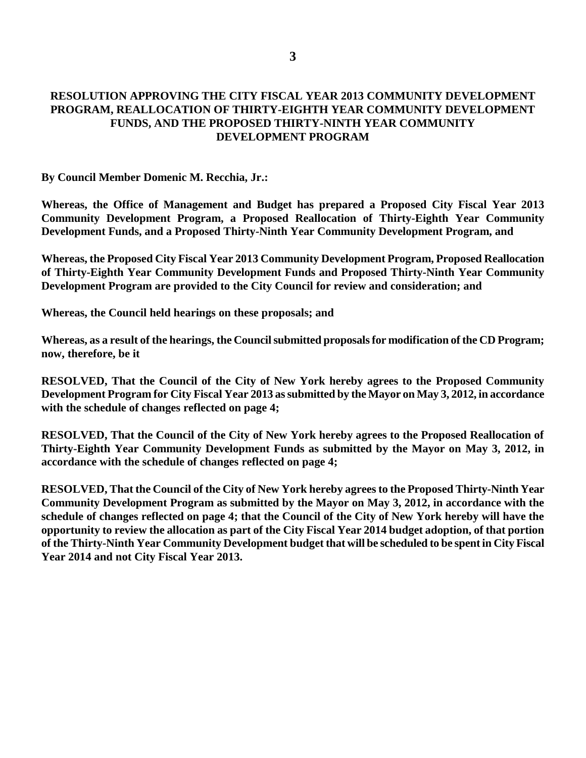# RESOLUTION APPROVING THE CITY FISCAL YEAR 2013 COMMUNITY DEVELOPMENT PROGRAM, REALLOCATION OF THIRTY-EIGHTH YEAR COMMUNITY DEVELOPMENT FUNDS, AND THE PROPOSED THIRTY-NINTH YEAR COMMUNITY DEVELOPMENT PROGRAM

**By Council Member Domenic M. Recchia, Jr.:**

**Whereas, the Office of Management and Budget has prepared a Proposed City Fiscal Year 2013 Community Development Program, a Proposed Reallocation of Thirty-Eighth Year Community Development Funds, and a Proposed Thirty-Ninth Year Community Development Program, and**

**Whereas, the Proposed City Fiscal Year 2013 Community Development Program, Proposed Reallocation of Thirty-Eighth Year Community Development Funds and Proposed Thirty-Ninth Year Community Development Program are provided to the City Council for review and consideration; and**

**Whereas, the Council held hearings on these proposals; and**

**Whereas, as a result of the hearings, the Council submitted proposals for modification of the CD Program; now, therefore, be it**

**RESOLVED, That the Council of the City of New York hereby agrees to the Proposed Community Development Program for City Fiscal Year 2013 as submitted by the Mayor on May 3, 2012, in accordance with the schedule of changes reflected on page 4;**

**RESOLVED, That the Council of the City of New York hereby agrees to the Proposed Reallocation of Thirty-Eighth Year Community Development Funds as submitted by the Mayor on May 3, 2012, in accordance with the schedule of changes reflected on page 4;**

**RESOLVED, That the Council of the City of New York hereby agrees to the Proposed Thirty-Ninth Year Community Development Program as submitted by the Mayor on May 3, 2012, in accordance with the schedule of changes reflected on page 4; that the Council of the City of New York hereby will have the opportunity to review the allocation as part of the City Fiscal Year 2014 budget adoption, of that portion of the Thirty-Ninth Year Community Development budget that will be scheduled to be spent in City Fiscal Year 2014 and not City Fiscal Year 2013.**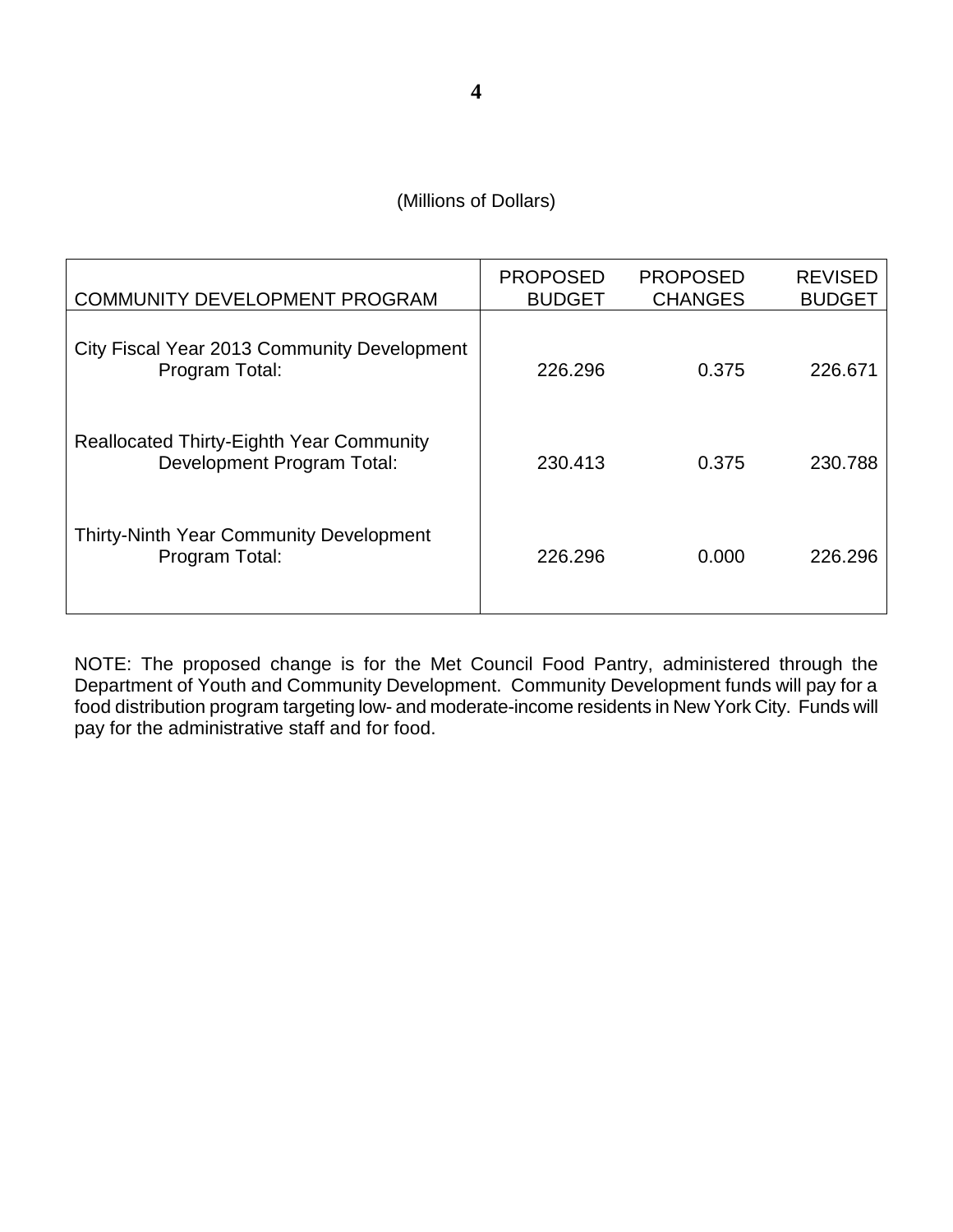(Millions of Dollars)

| COMMUNITY DEVELOPMENT PROGRAM | PROPOSED BUDGET | PROPOSED CHANGES | REVISED BUDGET |
|---|---|---|---|
| City Fiscal Year 2013 Community Development Program Total: | 226.296 | 0.375 | 226.671 |
| Reallocated Thirty-Eighth Year Community Development Program Total: | 230.413 | 0.375 | 230.788 |
| Thirty-Ninth Year Community Development Program Total: | 226.296 | 0.000 | 226.296 |

NOTE: The proposed change is for the Met Council Food Pantry, administered through the Department of Youth and Community Development. Community Development funds will pay for a food distribution program targeting low- and moderate-income residents in New York City. Funds will pay for the administrative staff and for food.